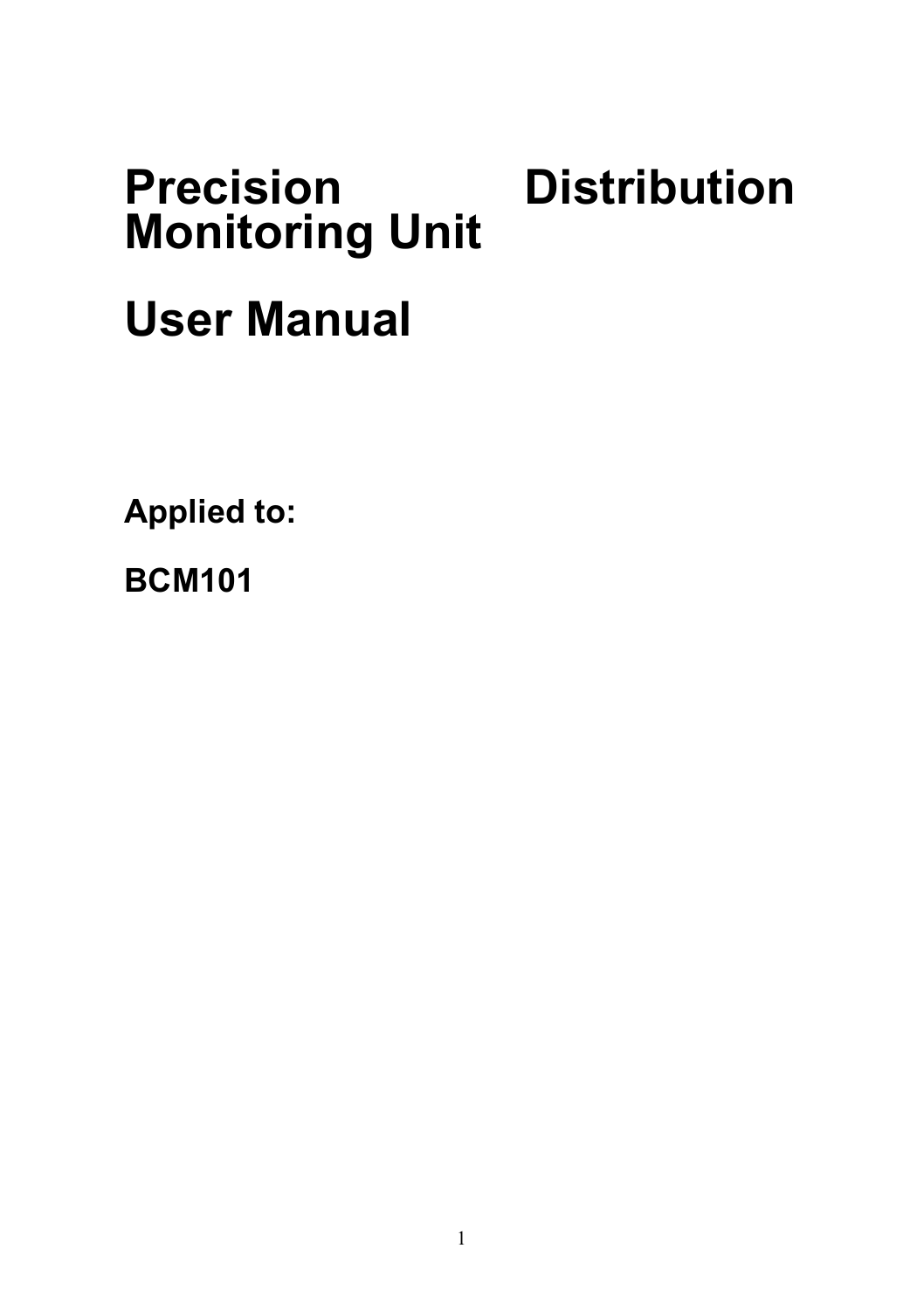# Precision Distribution Monitoring Unit

# User Manual

**Applied to:**

**BCM101**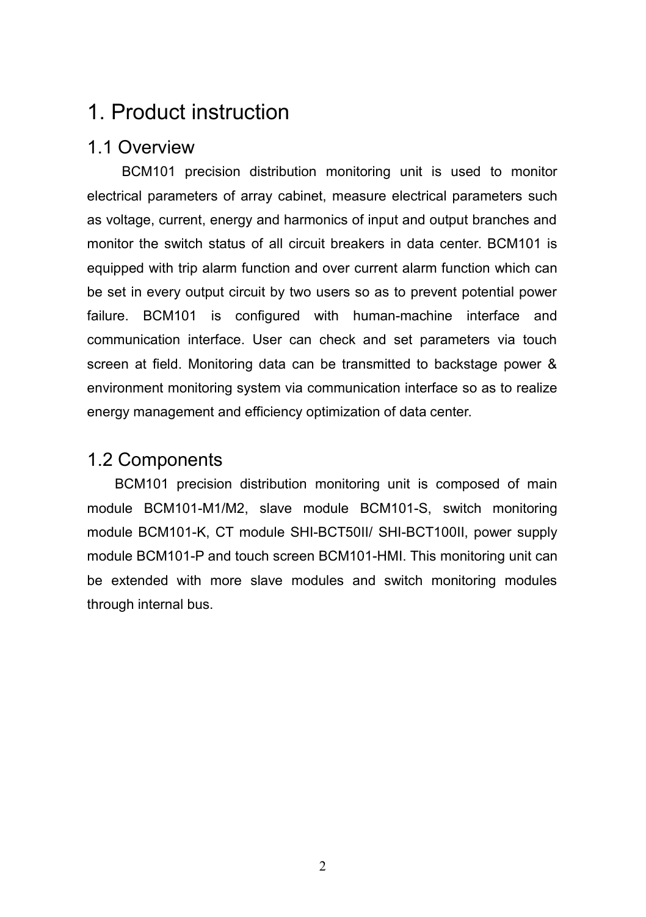# 1. Product instruction

## 1.1 Overview

BCM101 precision distribution monitoring unit is used to monitor electrical parameters of array cabinet, measure electrical parameters such as voltage, current, energy and harmonics of input and output branches and monitor the switch status of all circuit breakers in data center. BCM101 is equipped with trip alarm function and over current alarm function which can be set in every output circuit by two users so as to prevent potential power failure. BCM101 is configured with human-machine interface and communication interface. User can check and set parameters via touch screen at field. Monitoring data can be transmitted to backstage power & environment monitoring system via communication interface so as to realize energy management and efficiency optimization of data center.

## 1.2 Components

BCM101 precision distribution monitoring unit is composed of main module BCM101-M1/M2, slave module BCM101-S, switch monitoring module BCM101-K, CT module SHI-BCT50II/ SHI-BCT100II, power supply module BCM101-P and touch screen BCM101-HMI. This monitoring unit can be extended with more slave modules and switch monitoring modules through internal bus.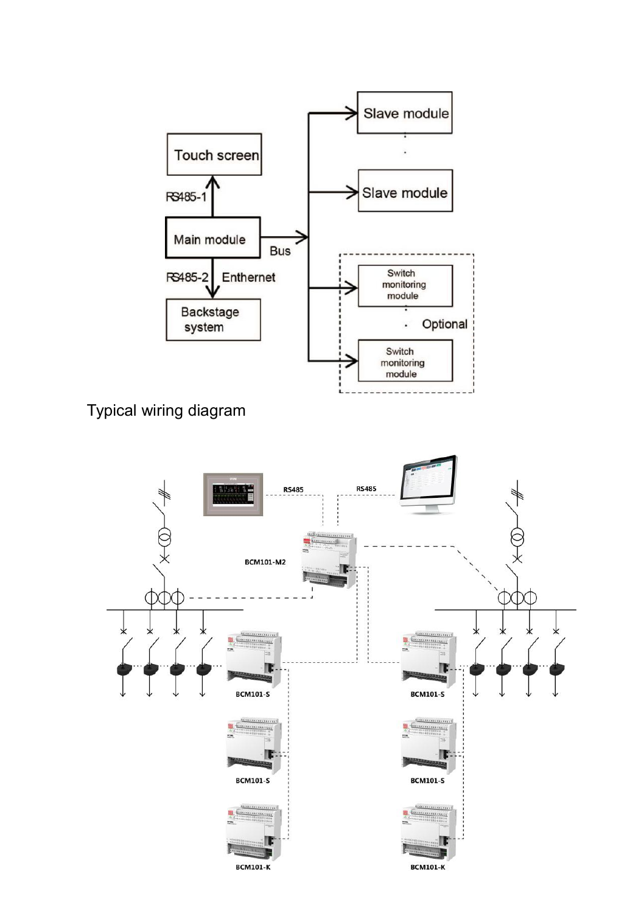Touch screen

RS485-1

Main module

Bus

RS485-2 Enthernet

Backstage system

Slave module

Slave module

Switch monitoring module

Optional

Switch monitoring module

Typical wiring diagram

RS485

RS485

BCM101-M2

BCM101-S

BCM101-S

BCM101-S

BCM101-S

BCM101-K

BCM101-K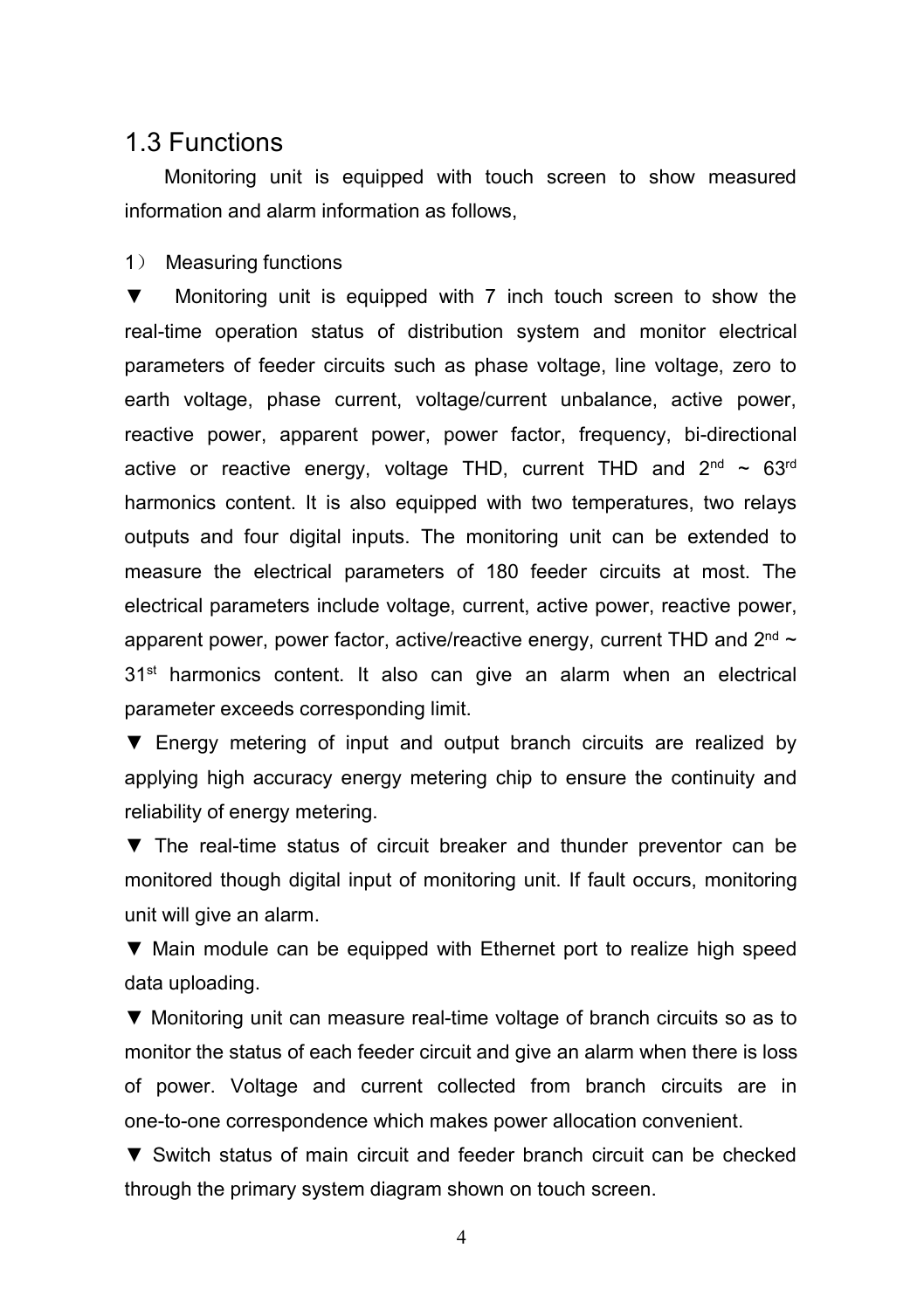## 1.3 Functions

Monitoring unit is equipped with touch screen to show measured information and alarm information as follows,

1） Measuring functions

▼ Monitoring unit is equipped with 7 inch touch screen to show the real-time operation status of distribution system and monitor electrical parameters of feeder circuits such as phase voltage, line voltage, zero to earth voltage, phase current, voltage/current unbalance, active power, reactive power, apparent power, power factor, frequency, bi-directional active or reactive energy, voltage THD, current THD and $2^{nd}$ ~ $63^{rd}$ harmonics content. It is also equipped with two temperatures, two relays outputs and four digital inputs. The monitoring unit can be extended to measure the electrical parameters of 180 feeder circuits at most. The electrical parameters include voltage, current, active power, reactive power, apparent power, power factor, active/reactive energy, current THD and $2^{nd}$ ~ $31^{st}$ harmonics content. It also can give an alarm when an electrical parameter exceeds corresponding limit.

▼ Energy metering of input and output branch circuits are realized by applying high accuracy energy metering chip to ensure the continuity and reliability of energy metering.

▼ The real-time status of circuit breaker and thunder preventor can be monitored though digital input of monitoring unit. If fault occurs, monitoring unit will give an alarm.

▼ Main module can be equipped with Ethernet port to realize high speed data uploading.

▼ Monitoring unit can measure real-time voltage of branch circuits so as to monitor the status of each feeder circuit and give an alarm when there is loss of power. Voltage and current collected from branch circuits are in one-to-one correspondence which makes power allocation convenient.

▼ Switch status of main circuit and feeder branch circuit can be checked through the primary system diagram shown on touch screen.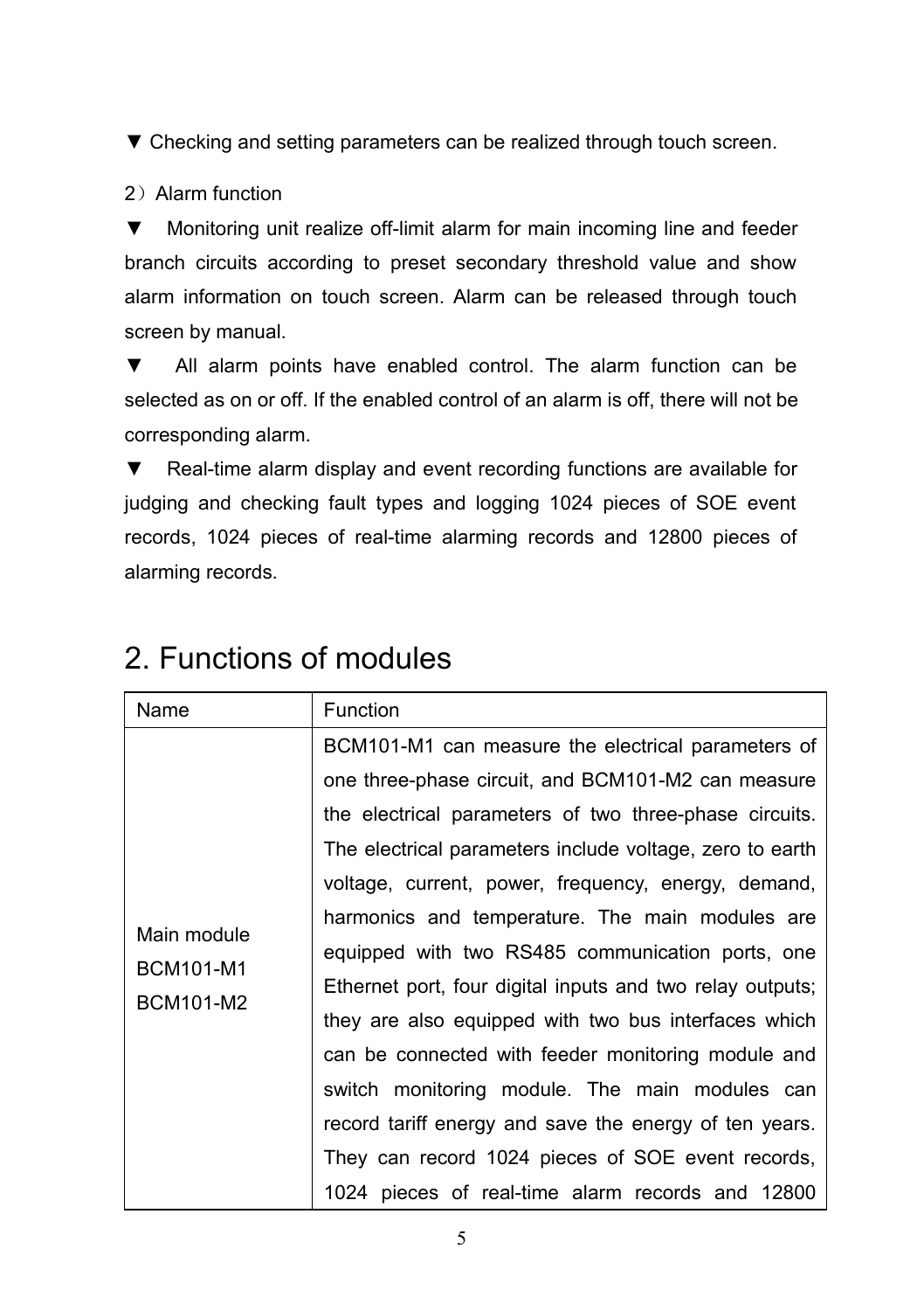▼ Checking and setting parameters can be realized through touch screen.

2）Alarm function

▼ Monitoring unit realize off-limit alarm for main incoming line and feeder branch circuits according to preset secondary threshold value and show alarm information on touch screen. Alarm can be released through touch screen by manual.

▼ All alarm points have enabled control. The alarm function can be selected as on or off. If the enabled control of an alarm is off, there will not be corresponding alarm.

▼ Real-time alarm display and event recording functions are available for judging and checking fault types and logging 1024 pieces of SOE event records, 1024 pieces of real-time alarming records and 12800 pieces of alarming records.

# 2. Functions of modules

| Name | Function |
| --- | --- |
| Main module<br>BCM101-M1<br>BCM101-M2 | BCM101-M1 can measure the electrical parameters of one three-phase circuit, and BCM101-M2 can measure the electrical parameters of two three-phase circuits. The electrical parameters include voltage, zero to earth voltage, current, power, frequency, energy, demand, harmonics and temperature. The main modules are equipped with two RS485 communication ports, one Ethernet port, four digital inputs and two relay outputs; they are also equipped with two bus interfaces which can be connected with feeder monitoring module and switch monitoring module. The main modules can record tariff energy and save the energy of ten years. They can record 1024 pieces of SOE event records, 1024 pieces of real-time alarm records and 12800 |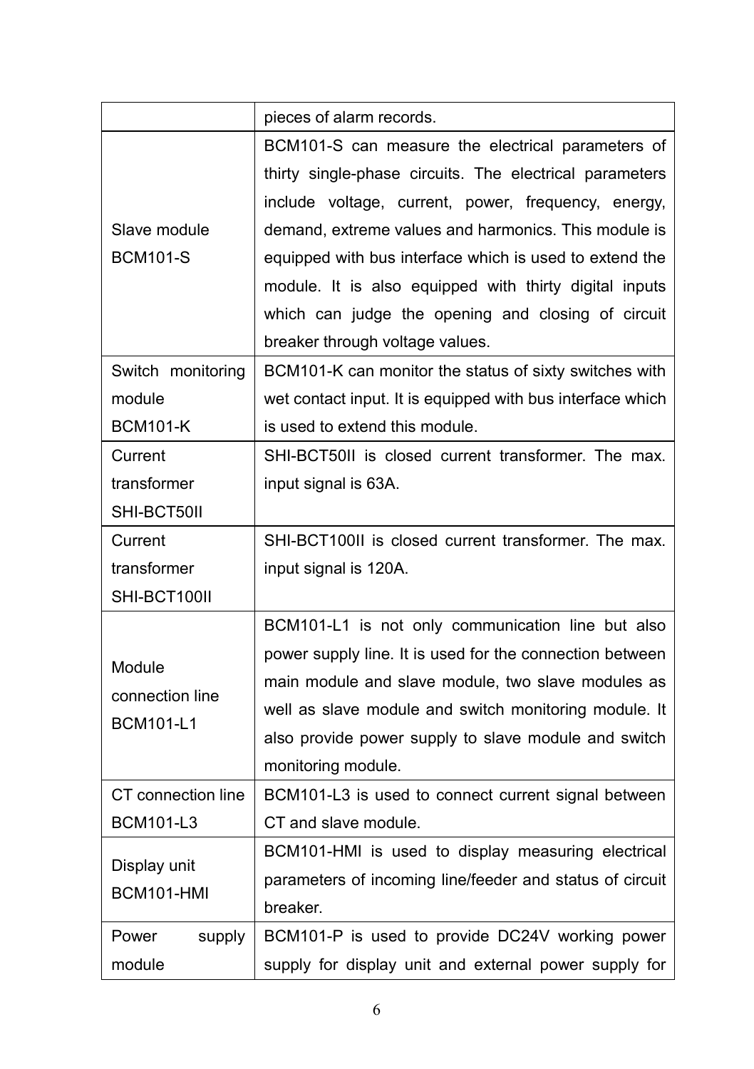| | |
|---|---|
| | pieces of alarm records. |
| Slave module BCM101-S | BCM101-S can measure the electrical parameters of thirty single-phase circuits. The electrical parameters include voltage, current, power, frequency, energy, demand, extreme values and harmonics. This module is equipped with bus interface which is used to extend the module. It is also equipped with thirty digital inputs which can judge the opening and closing of circuit breaker through voltage values. |
| Switch monitoring module BCM101-K | BCM101-K can monitor the status of sixty switches with wet contact input. It is equipped with bus interface which is used to extend this module. |
| Current transformer SHI-BCT50II | SHI-BCT50II is closed current transformer. The max. input signal is 63A. |
| Current transformer SHI-BCT100II | SHI-BCT100II is closed current transformer. The max. input signal is 120A. |
| Module connection line BCM101-L1 | BCM101-L1 is not only communication line but also power supply line. It is used for the connection between main module and slave module, two slave modules as well as slave module and switch monitoring module. It also provide power supply to slave module and switch monitoring module. |
| CT connection line BCM101-L3 | BCM101-L3 is used to connect current signal between CT and slave module. |
| Display unit BCM101-HMI | BCM101-HMI is used to display measuring electrical parameters of incoming line/feeder and status of circuit breaker. |
| Power supply module | BCM101-P is used to provide DC24V working power supply for display unit and external power supply for |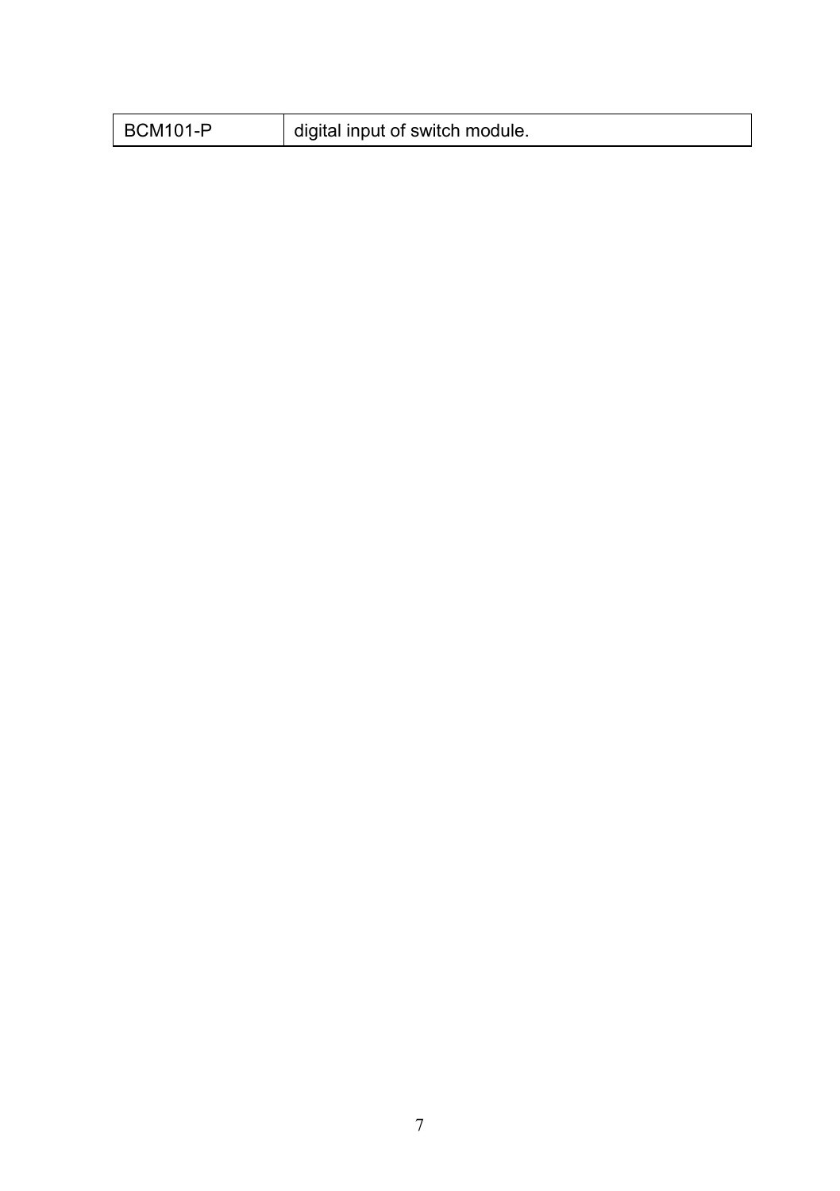| BCM101-P | digital input of switch module. |
|---|---|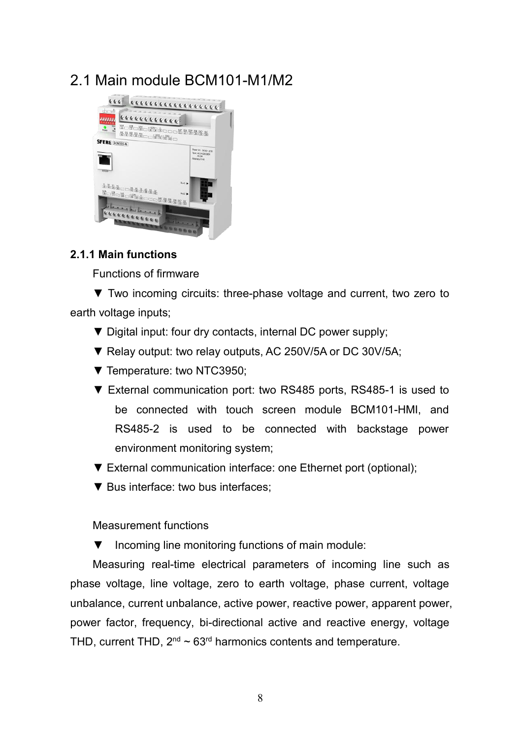## 2.1 Main module BCM101-M1/M2

### 2.1.1 Main functions

Functions of firmware

▼ Two incoming circuits: three-phase voltage and current, two zero to earth voltage inputs;

▼ Digital input: four dry contacts, internal DC power supply;

▼ Relay output: two relay outputs, AC 250V/5A or DC 30V/5A;

▼ Temperature: two NTC3950;

▼ External communication port: two RS485 ports, RS485-1 is used to be connected with touch screen module BCM101-HMI, and RS485-2 is used to be connected with backstage power environment monitoring system;

▼ External communication interface: one Ethernet port (optional);

▼ Bus interface: two bus interfaces;

Measurement functions

▼ Incoming line monitoring functions of main module:

Measuring real-time electrical parameters of incoming line such as phase voltage, line voltage, zero to earth voltage, phase current, voltage unbalance, current unbalance, active power, reactive power, apparent power, power factor, frequency, bi-directional active and reactive energy, voltage THD, current THD, $2^{nd}$ ~ $63^{rd}$ harmonics contents and temperature.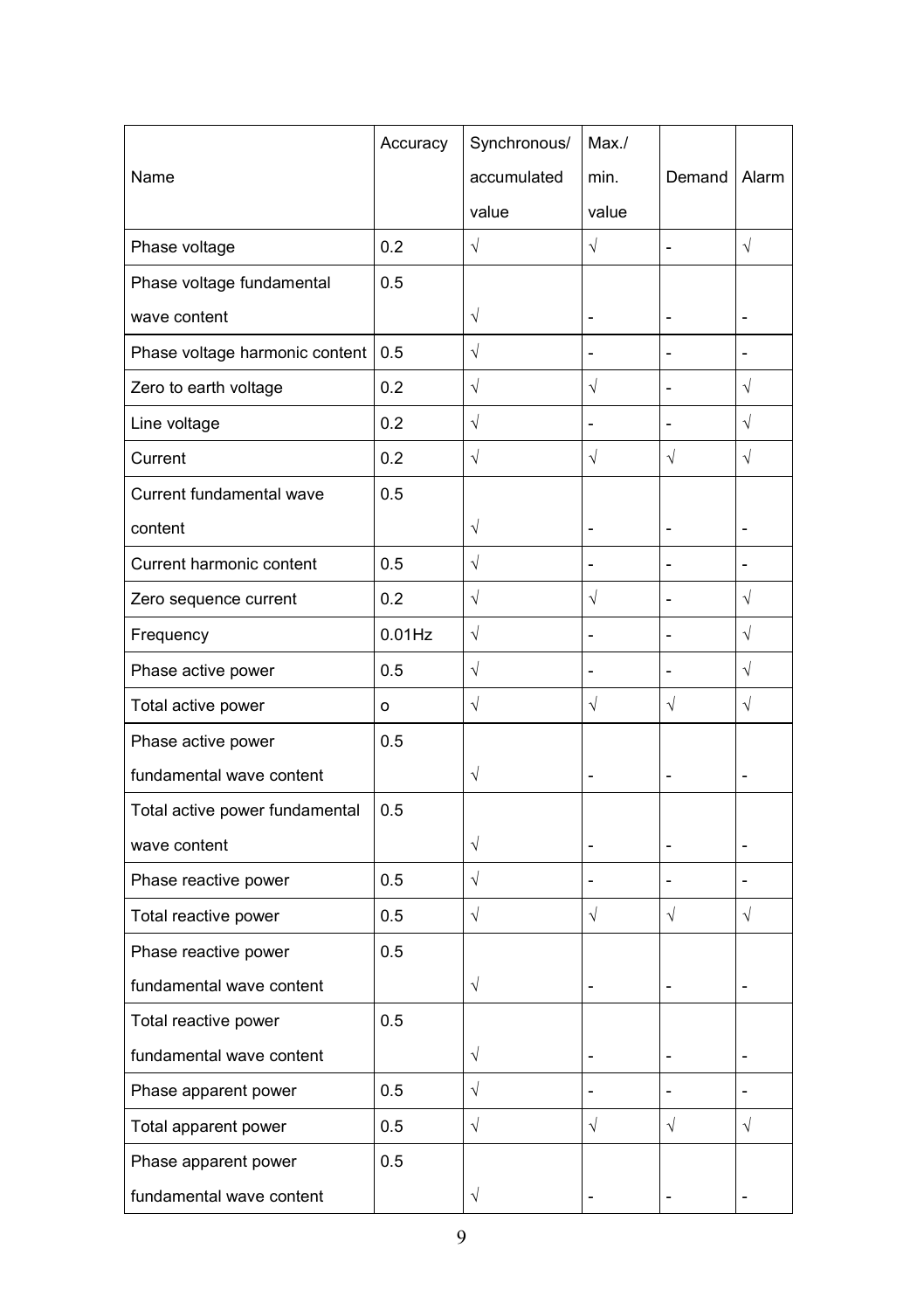| Name | Accuracy | Synchronous/ accumulated value | Max./ min. value | Demand | Alarm |
| --- | --- | --- | --- | --- | --- |
| Phase voltage | 0.2 | √ | √ | - | √ |
| Phase voltage fundamental wave content | 0.5 | √ | - | - | - |
| Phase voltage harmonic content | 0.5 | √ | - | - | - |
| Zero to earth voltage | 0.2 | √ | √ | - | √ |
| Line voltage | 0.2 | √ | - | - | √ |
| Current | 0.2 | √ | √ | √ | √ |
| Current fundamental wave content | 0.5 | √ | - | - | - |
| Current harmonic content | 0.5 | √ | - | - | - |
| Zero sequence current | 0.2 | √ | √ | - | √ |
| Frequency | 0.01Hz | √ | - | - | √ |
| Phase active power | 0.5 | √ | - | - | √ |
| Total active power | o | √ | √ | √ | √ |
| Phase active power fundamental wave content | 0.5 | √ | - | - | - |
| Total active power fundamental wave content | 0.5 | √ | - | - | - |
| Phase reactive power | 0.5 | √ | - | - | - |
| Total reactive power | 0.5 | √ | √ | √ | √ |
| Phase reactive power fundamental wave content | 0.5 | √ | - | - | - |
| Total reactive power fundamental wave content | 0.5 | √ | - | - | - |
| Phase apparent power | 0.5 | √ | - | - | - |
| Total apparent power | 0.5 | √ | √ | √ | √ |
| Phase apparent power fundamental wave content | 0.5 | √ | - | - | - |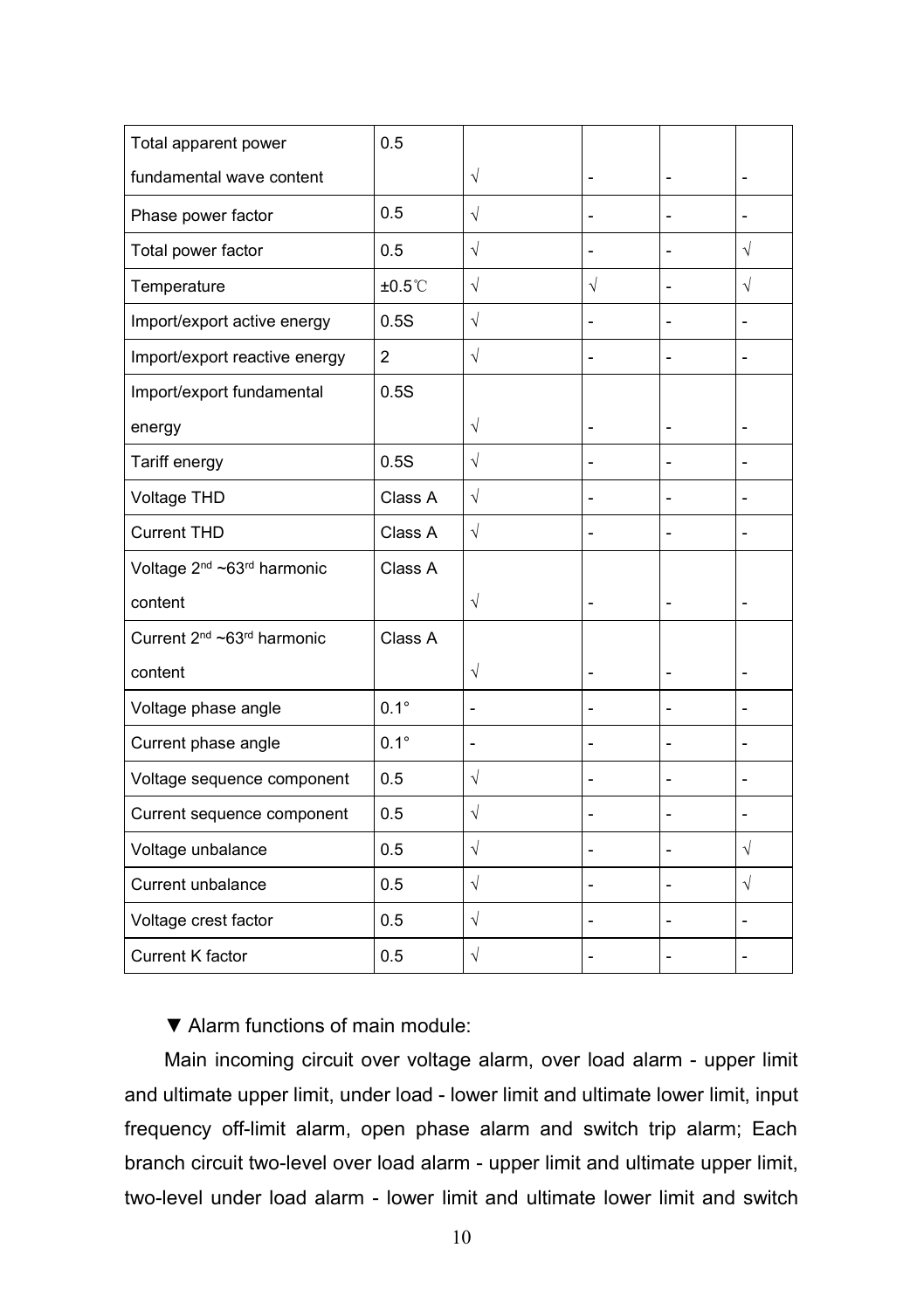| | | | | | |
|---|---|---|---|---|---|
| Total apparent power fundamental wave content | 0.5 | √ | - | - | - |
| Phase power factor | 0.5 | √ | - | - | - |
| Total power factor | 0.5 | √ | - | - | √ |
| Temperature | ±0.5℃ | √ | √ | - | √ |
| Import/export active energy | 0.5S | √ | - | - | - |
| Import/export reactive energy | 2 | √ | - | - | - |
| Import/export fundamental energy | 0.5S | √ | - | - | - |
| Tariff energy | 0.5S | √ | - | - | - |
| Voltage THD | Class A | √ | - | - | - |
| Current THD | Class A | √ | - | - | - |
| Voltage $2^{nd}$ ~$63^{rd}$ harmonic content | Class A | √ | - | - | - |
| Current $2^{nd}$ ~$63^{rd}$ harmonic content | Class A | √ | - | - | - |
| Voltage phase angle | 0.1° | - | - | - | - |
| Current phase angle | 0.1° | - | - | - | - |
| Voltage sequence component | 0.5 | √ | - | - | - |
| Current sequence component | 0.5 | √ | - | - | - |
| Voltage unbalance | 0.5 | √ | - | - | √ |
| Current unbalance | 0.5 | √ | - | - | √ |
| Voltage crest factor | 0.5 | √ | - | - | - |
| Current K factor | 0.5 | √ | - | - | - |

▼ Alarm functions of main module:

Main incoming circuit over voltage alarm, over load alarm - upper limit and ultimate upper limit, under load - lower limit and ultimate lower limit, input frequency off-limit alarm, open phase alarm and switch trip alarm; Each branch circuit two-level over load alarm - upper limit and ultimate upper limit, two-level under load alarm - lower limit and ultimate lower limit and switch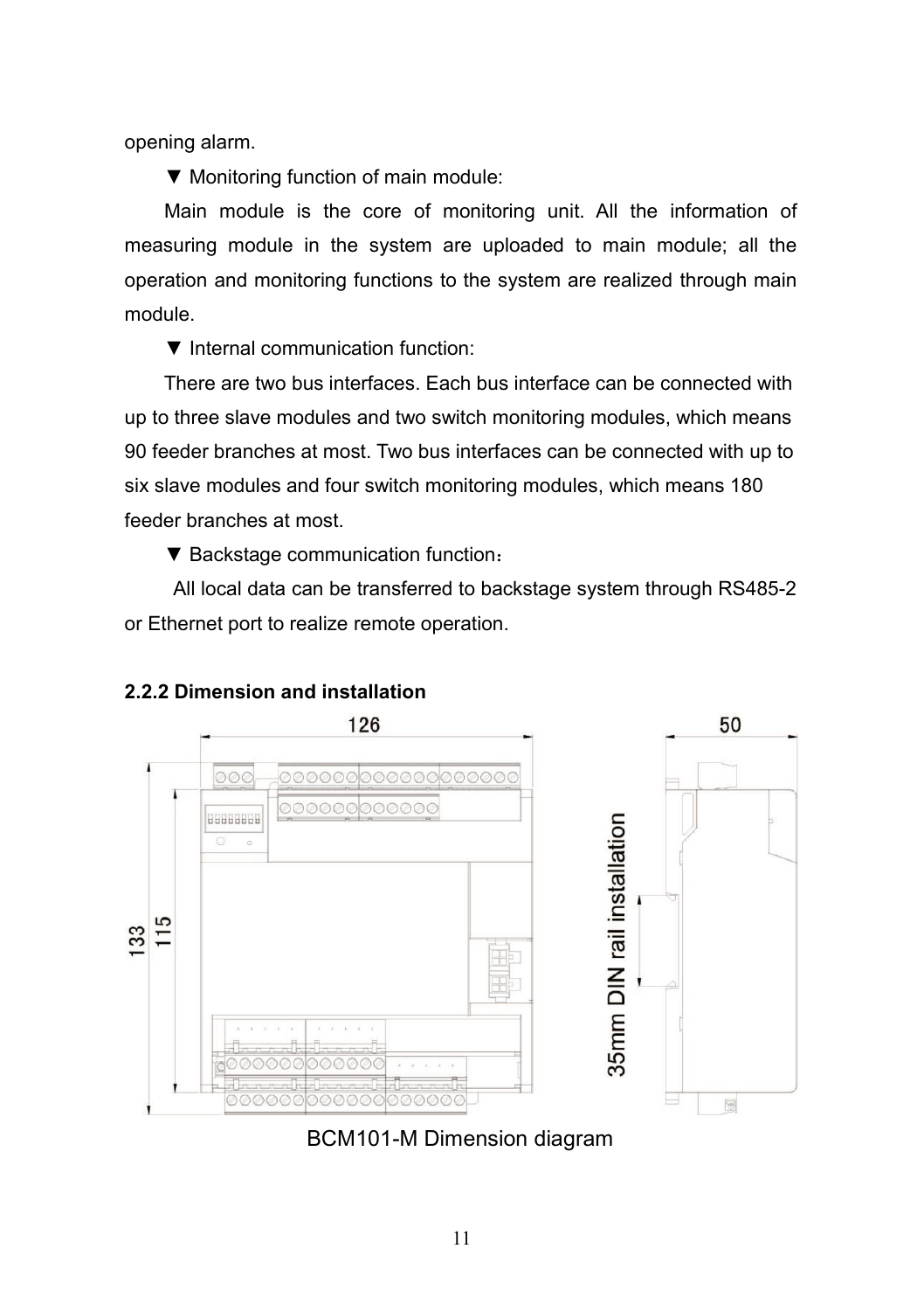opening alarm.

▼ Monitoring function of main module:

Main module is the core of monitoring unit. All the information of measuring module in the system are uploaded to main module; all the operation and monitoring functions to the system are realized through main module.

▼ Internal communication function:

There are two bus interfaces. Each bus interface can be connected with up to three slave modules and two switch monitoring modules, which means 90 feeder branches at most. Two bus interfaces can be connected with up to six slave modules and four switch monitoring modules, which means 180 feeder branches at most.

▼ Backstage communication function：

All local data can be transferred to backstage system through RS485-2 or Ethernet port to realize remote operation.

### 2.2.2 Dimension and installation

BCM101-M Dimension diagram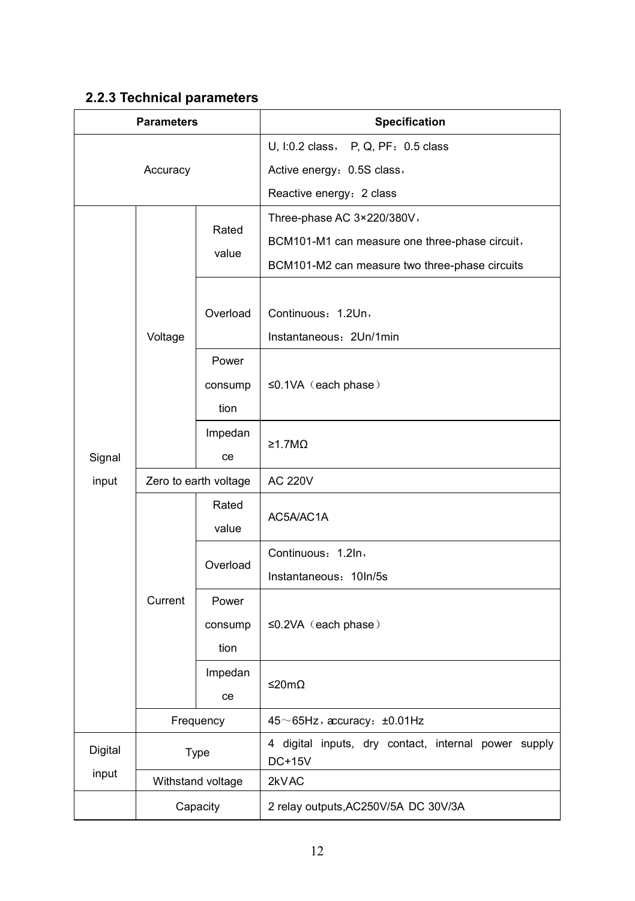### 2.2.3 Technical parameters

| Parameters | | | Specification |
|---|---|---|---|
| Accuracy | | | U, I:0.2 class， P, Q, PF：0.5 class<br>Active energy：0.5S class，<br>Reactive energy：2 class |
| Signal input | Voltage | Rated value | Three-phase AC 3×220/380V，<br>BCM101-M1 can measure one three-phase circuit，<br>BCM101-M2 can measure two three-phase circuits |
| | | Overload | Continuous：1.2Un，<br>Instantaneous：2Un/1min |
| | | Power consumption | ≤0.1VA（each phase） |
| | | Impedance | ≥1.7MΩ |
| | Zero to earth voltage | | AC 220V |
| | Current | Rated value | AC5A/AC1A |
| | | Overload | Continuous：1.2In，<br>Instantaneous：10In/5s |
| | | Power consumption | ≤0.2VA（each phase） |
| | | Impedance | ≤20mΩ |
| | Frequency | | 45～65Hz，accuracy：±0.01Hz |
| Digital input | Type | | 4 digital inputs, dry contact, internal power supply DC+15V |
| | Withstand voltage | | 2kVAC |
| | Capacity | | 2 relay outputs,AC250V/5A DC 30V/3A |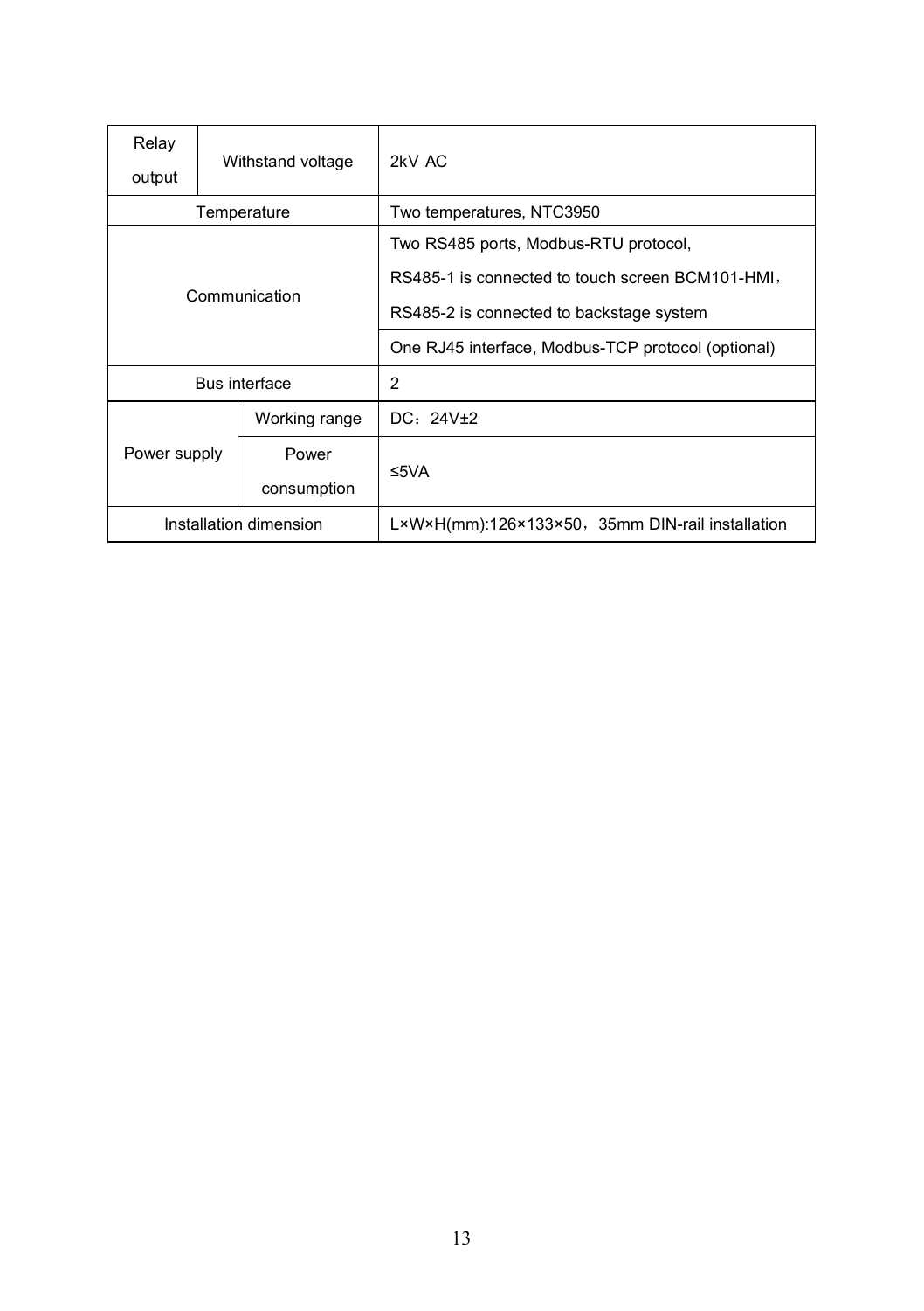| | | |
|---|---|---|
| Relay output | Withstand voltage | 2kV AC |
| Temperature | | Two temperatures, NTC3950 |
| Communication | | Two RS485 ports, Modbus-RTU protocol,<br>RS485-1 is connected to touch screen BCM101-HMI，<br>RS485-2 is connected to backstage system |
| | | One RJ45 interface, Modbus-TCP protocol (optional) |
| Bus interface | | 2 |
| Power supply | Working range | DC：24V±2 |
| | Power consumption | ≤5VA |
| Installation dimension | | L×W×H(mm):126×133×50，35mm DIN-rail installation |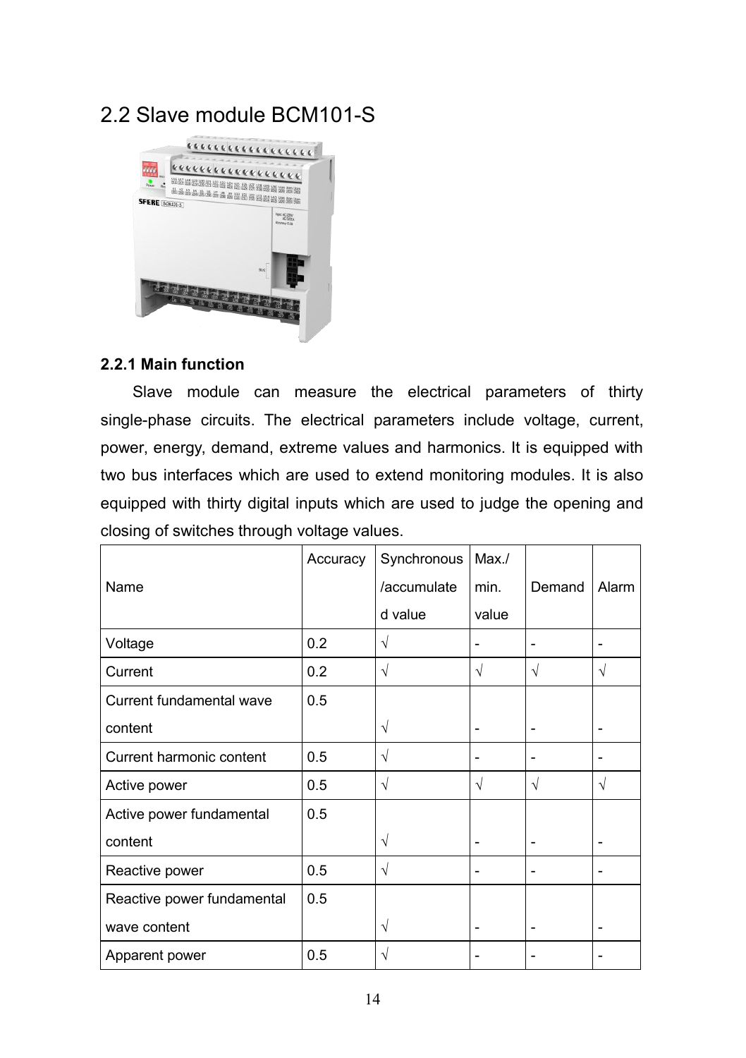## 2.2 Slave module BCM101-S

### 2.2.1 Main function

Slave module can measure the electrical parameters of thirty single-phase circuits. The electrical parameters include voltage, current, power, energy, demand, extreme values and harmonics. It is equipped with two bus interfaces which are used to extend monitoring modules. It is also equipped with thirty digital inputs which are used to judge the opening and closing of switches through voltage values.

| Name | Accuracy | Synchronous /accumulated value | Max./ min. value | Demand | Alarm |
|---|---|---|---|---|---|
| Voltage | 0.2 | √ | - | - | - |
| Current | 0.2 | √ | √ | √ | √ |
| Current fundamental wave content | 0.5 | √ | - | - | - |
| Current harmonic content | 0.5 | √ | - | - | - |
| Active power | 0.5 | √ | √ | √ | √ |
| Active power fundamental content | 0.5 | √ | - | - | - |
| Reactive power | 0.5 | √ | - | - | - |
| Reactive power fundamental wave content | 0.5 | √ | - | - | - |
| Apparent power | 0.5 | √ | - | - | - |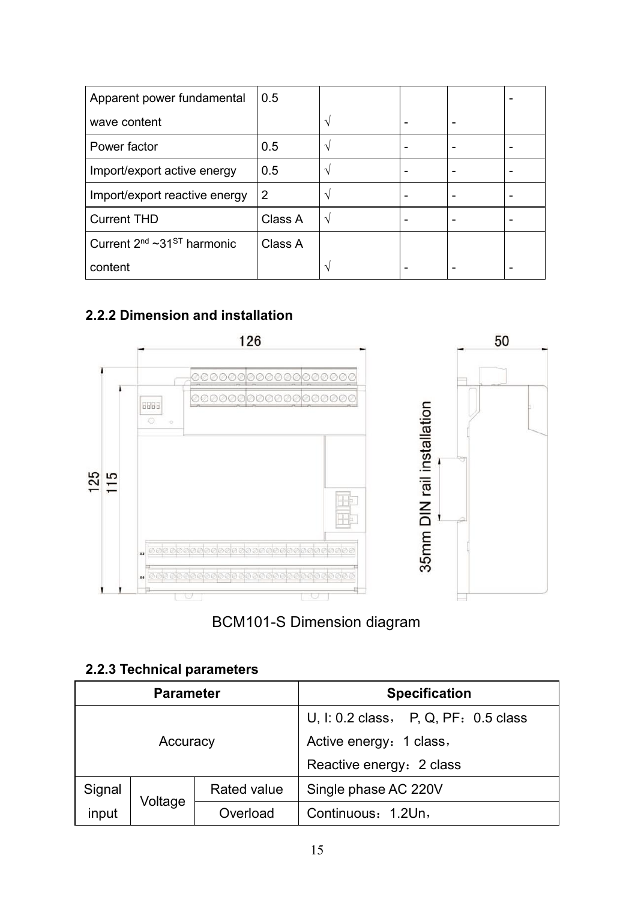| Apparent power fundamental wave content | 0.5 | √ | - | - | - |
|---|---|---|---|---|---|
| Power factor | 0.5 | √ | - | - | - |
| Import/export active energy | 0.5 | √ | - | - | - |
| Import/export reactive energy | 2 | √ | - | - | - |
| Current THD | Class A | √ | - | - | - |
| Current $2^{nd}$ ~$31^{ST}$ harmonic content | Class A | √ | - | - | - |

### 2.2.2 Dimension and installation

BCM101-S Dimension diagram

### 2.2.3 Technical parameters

| Parameter | | | Specification |
|---|---|---|---|
| Accuracy | | | U, I: 0.2 class， P, Q, PF：0.5 class<br>Active energy：1 class，<br>Reactive energy：2 class |
| Signal input | Voltage | Rated value | Single phase AC 220V |
| | | Overload | Continuous：1.2Un， |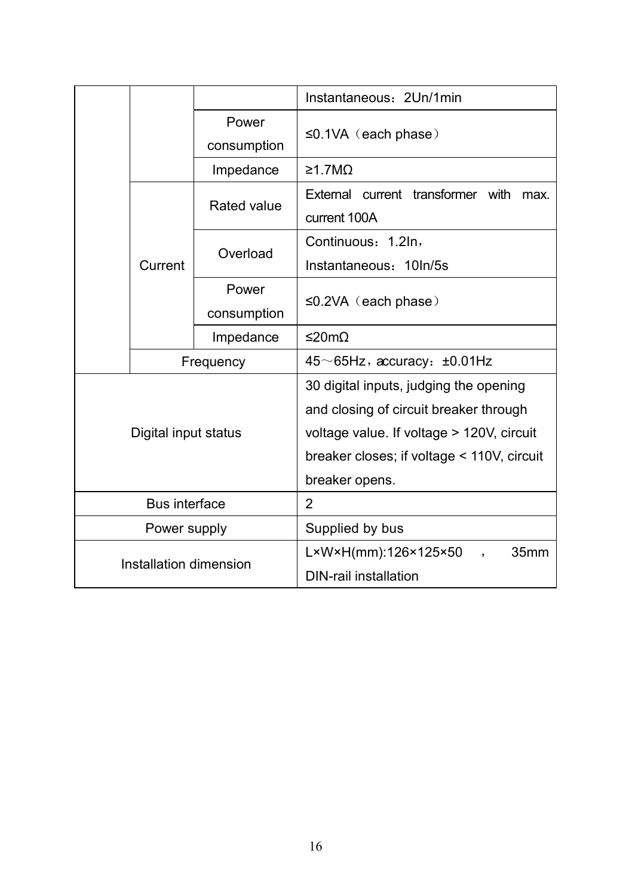| | | | |
|---|---|---|---|
| | | | Instantaneous：2Un/1min |
| | | Power consumption | ≤0.1VA（each phase） |
| | | Impedance | ≥1.7MΩ |
| | Current | Rated value | External current transformer with max. current 100A |
| | | Overload | Continuous：1.2In，Instantaneous：10In/5s |
| | | Power consumption | ≤0.2VA（each phase） |
| | | Impedance | ≤20mΩ |
| | Frequency | | 45～65Hz，accuracy：±0.01Hz |
| Digital input status | | | 30 digital inputs, judging the opening and closing of circuit breaker through voltage value. If voltage > 120V, circuit breaker closes; if voltage < 110V, circuit breaker opens. |
| Bus interface | | | 2 |
| Power supply | | | Supplied by bus |
| Installation dimension | | | L×W×H(mm):126×125×50，35mm DIN-rail installation |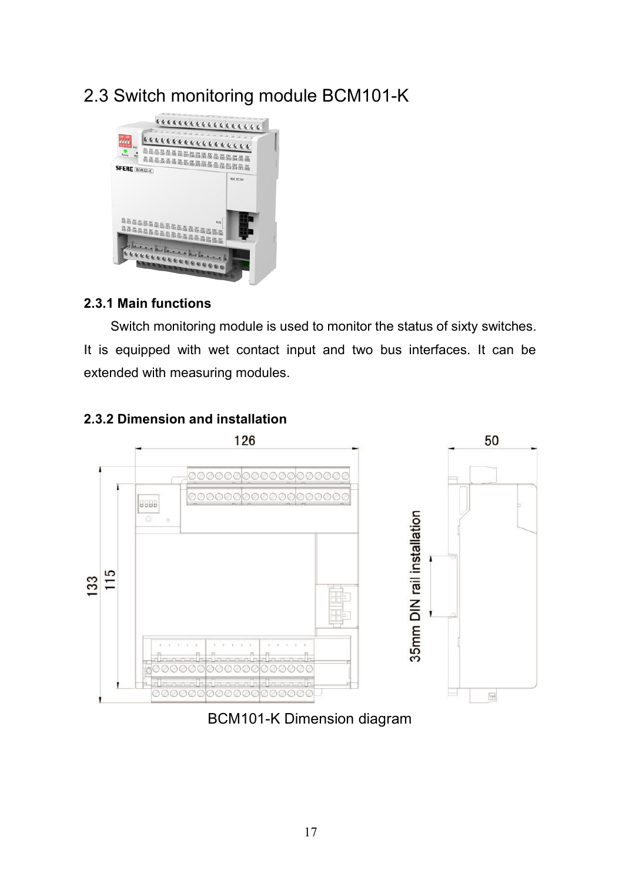## 2.3 Switch monitoring module BCM101-K

### 2.3.1 Main functions

Switch monitoring module is used to monitor the status of sixty switches. It is equipped with wet contact input and two bus interfaces. It can be extended with measuring modules.

### 2.3.2 Dimension and installation

BCM101-K Dimension diagram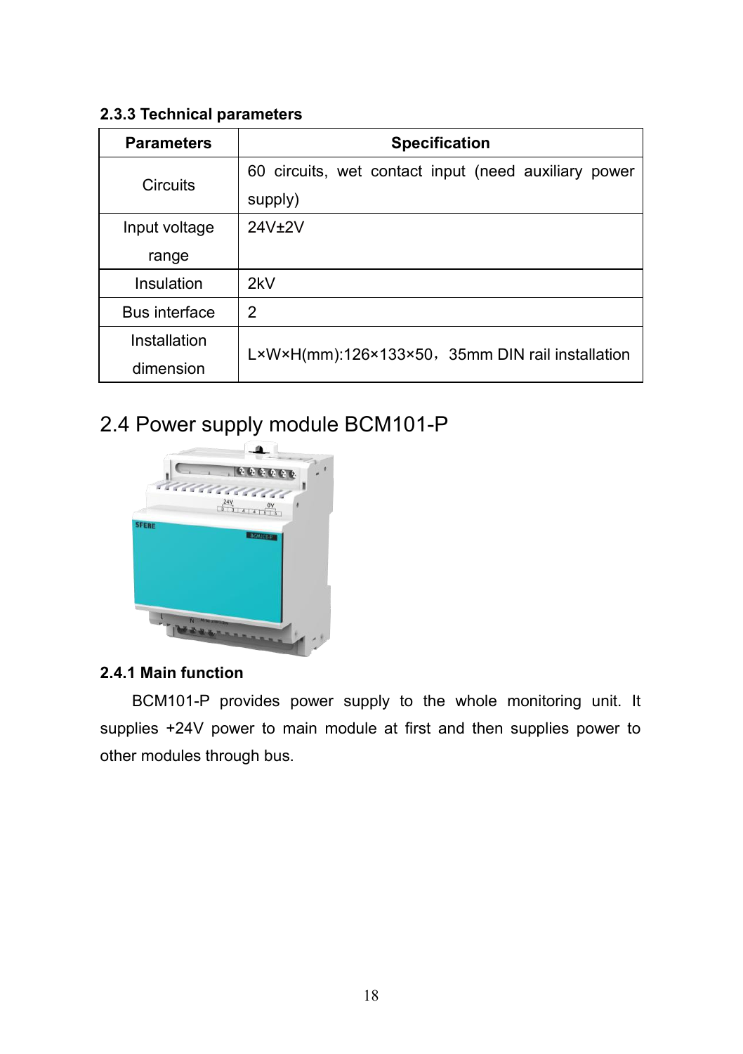### 2.3.3 Technical parameters

| Parameters | Specification |
| --- | --- |
| Circuits | 60 circuits, wet contact input (need auxiliary power supply) |
| Input voltage range | 24V±2V |
| Insulation | 2kV |
| Bus interface | 2 |
| Installation dimension | L×W×H(mm):126×133×50，35mm DIN rail installation |

## 2.4 Power supply module BCM101-P

### 2.4.1 Main function

BCM101-P provides power supply to the whole monitoring unit. It supplies +24V power to main module at first and then supplies power to other modules through bus.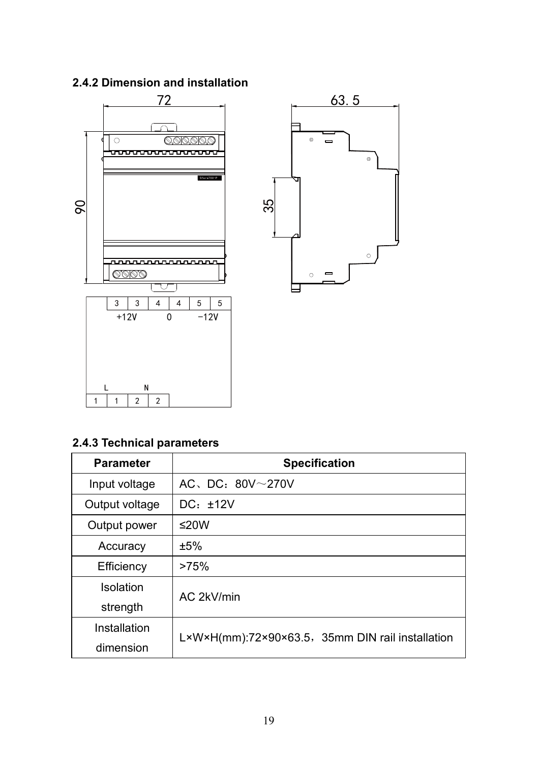### 2.4.2 Dimension and installation

### 2.4.3 Technical parameters

| Parameter | Specification |
| --- | --- |
| Input voltage | AC、DC：80V～270V |
| Output voltage | DC：±12V |
| Output power | ≤20W |
| Accuracy | ±5% |
| Efficiency | >75% |
| Isolation strength | AC 2kV/min |
| Installation dimension | L×W×H(mm):72×90×63.5，35mm DIN rail installation |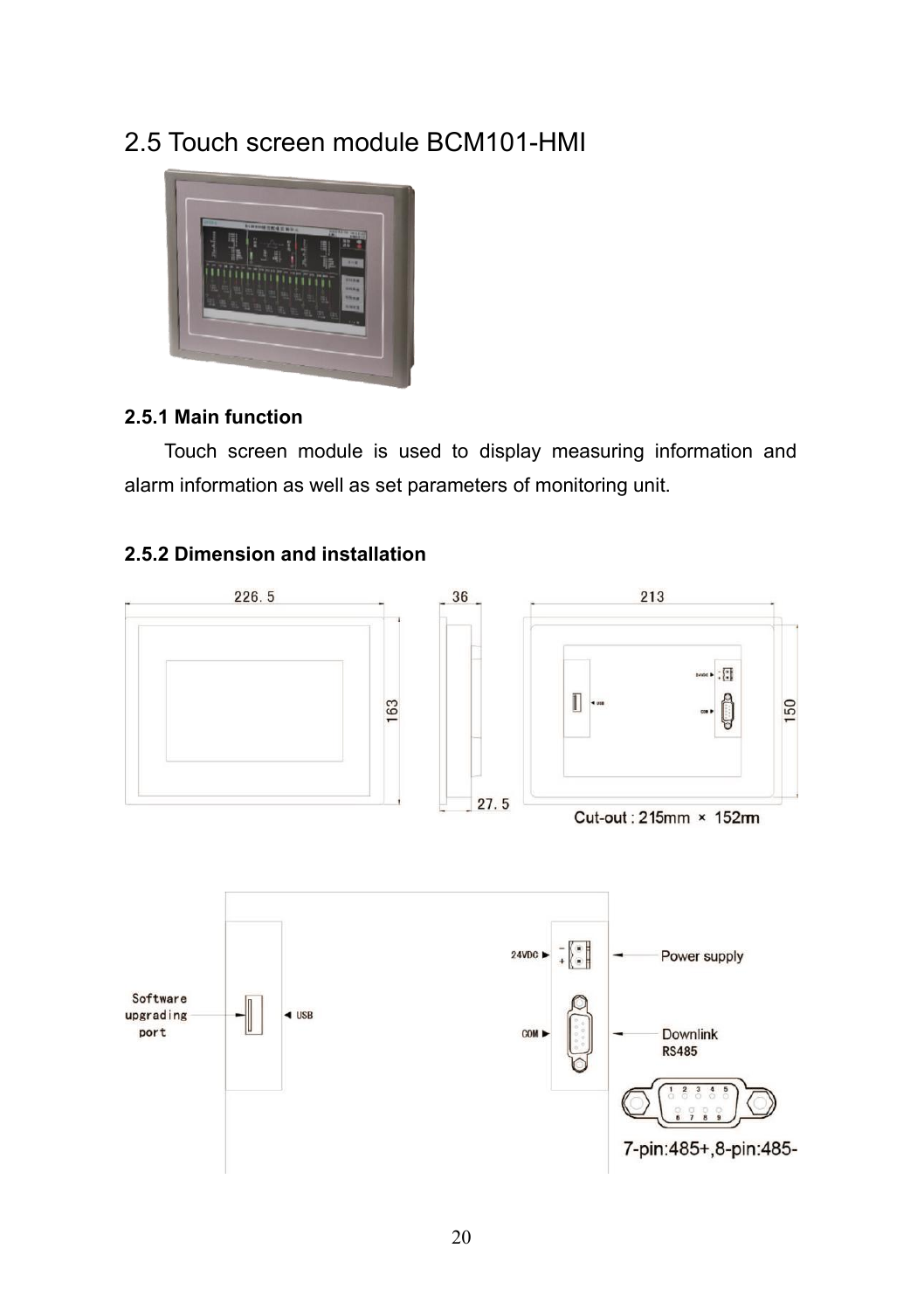## 2.5 Touch screen module BCM101-HMI

### 2.5.1 Main function

Touch screen module is used to display measuring information and alarm information as well as set parameters of monitoring unit.

### 2.5.2 Dimension and installation

226.5 36 213

163 27.5 150

Cut-out : 215mm × 152mm

Software upgrading port — USB

24VDC — Power supply

COM — Downlink RS485

7-pin:485+,8-pin:485-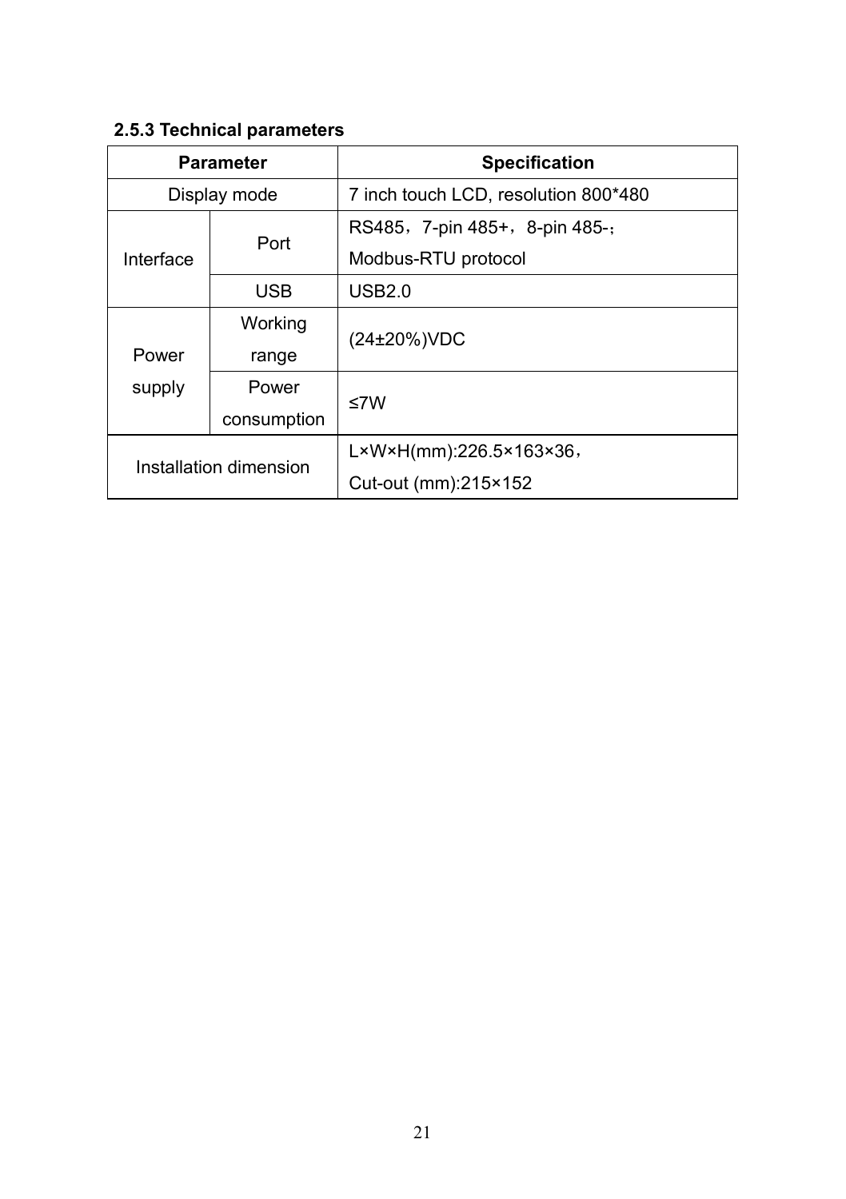### 2.5.3 Technical parameters

| Parameter | | Specification |
|---|---|---|
| Display mode | | 7 inch touch LCD, resolution 800*480 |
| Interface | Port | RS485，7-pin 485+，8-pin 485-；Modbus-RTU protocol |
| | USB | USB2.0 |
| Power supply | Working range | (24±20%)VDC |
| | Power consumption | ≤7W |
| Installation dimension | | L×W×H(mm):226.5×163×36，Cut-out (mm):215×152 |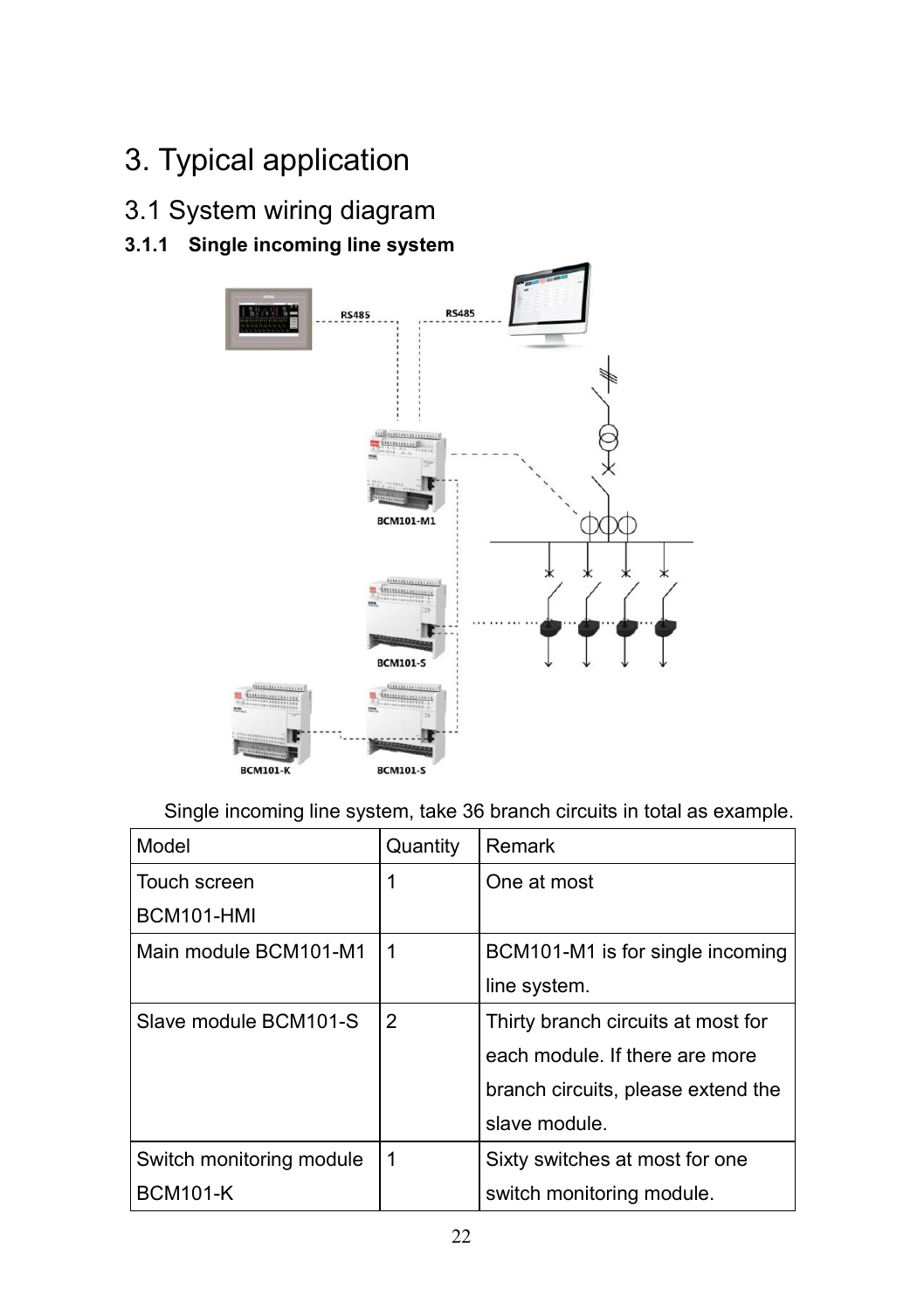# 3. Typical application

## 3.1 System wiring diagram

### 3.1.1 Single incoming line system

Single incoming line system, take 36 branch circuits in total as example.

| Model | Quantity | Remark |
|---|---|---|
| Touch screen BCM101-HMI | 1 | One at most |
| Main module BCM101-M1 | 1 | BCM101-M1 is for single incoming line system. |
| Slave module BCM101-S | 2 | Thirty branch circuits at most for each module. If there are more branch circuits, please extend the slave module. |
| Switch monitoring module BCM101-K | 1 | Sixty switches at most for one switch monitoring module. |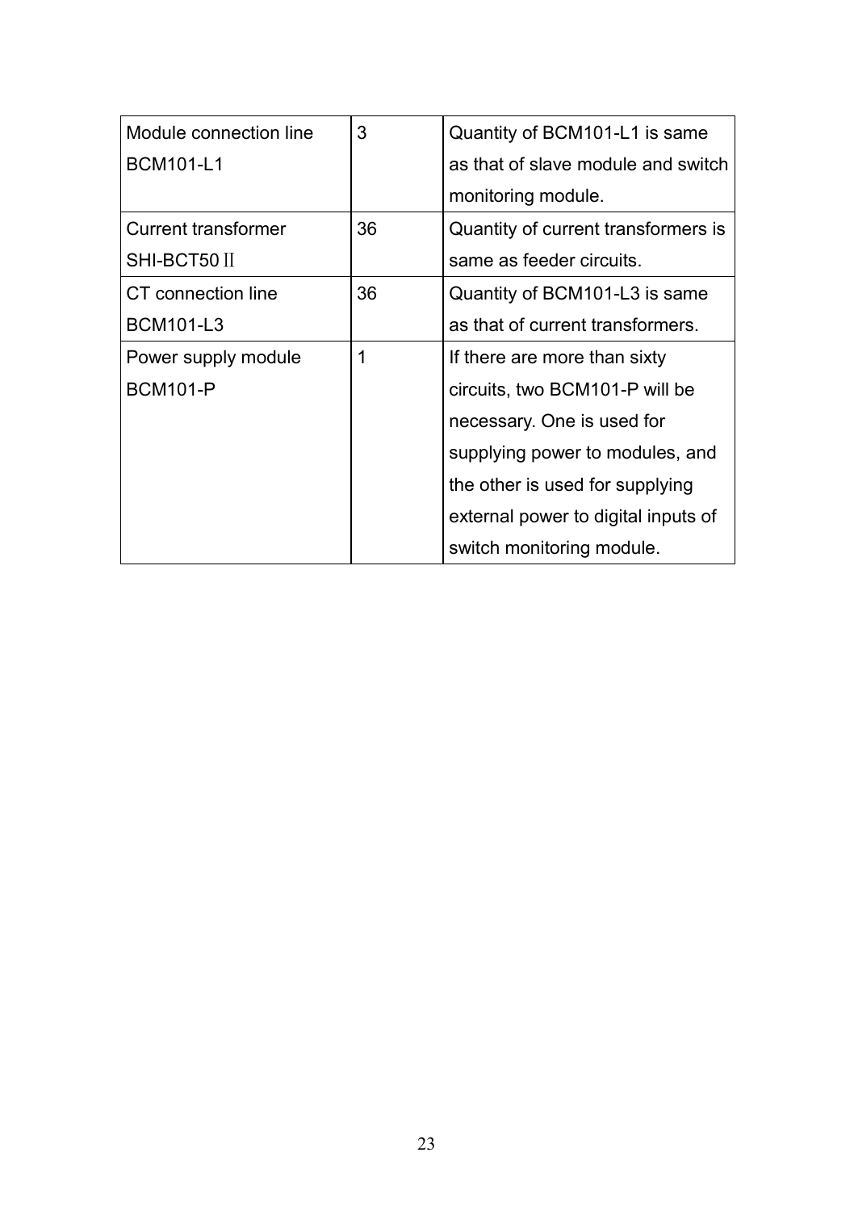| | | |
|---|---|---|
| Module connection line BCM101-L1 | 3 | Quantity of BCM101-L1 is same as that of slave module and switch monitoring module. |
| Current transformer SHI-BCT50Ⅱ | 36 | Quantity of current transformers is same as feeder circuits. |
| CT connection line BCM101-L3 | 36 | Quantity of BCM101-L3 is same as that of current transformers. |
| Power supply module BCM101-P | 1 | If there are more than sixty circuits, two BCM101-P will be necessary. One is used for supplying power to modules, and the other is used for supplying external power to digital inputs of switch monitoring module. |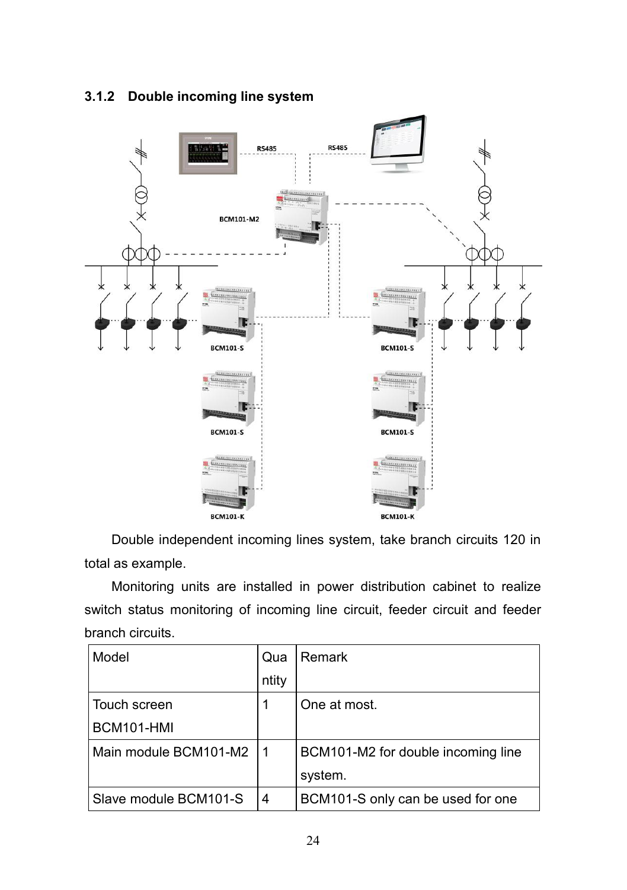### 3.1.2 Double incoming line system

Double independent incoming lines system, take branch circuits 120 in total as example.

Monitoring units are installed in power distribution cabinet to realize switch status monitoring of incoming line circuit, feeder circuit and feeder branch circuits.

| Model | Quantity | Remark |
|---|---|---|
| Touch screen BCM101-HMI | 1 | One at most. |
| Main module BCM101-M2 | 1 | BCM101-M2 for double incoming line system. |
| Slave module BCM101-S | 4 | BCM101-S only can be used for one |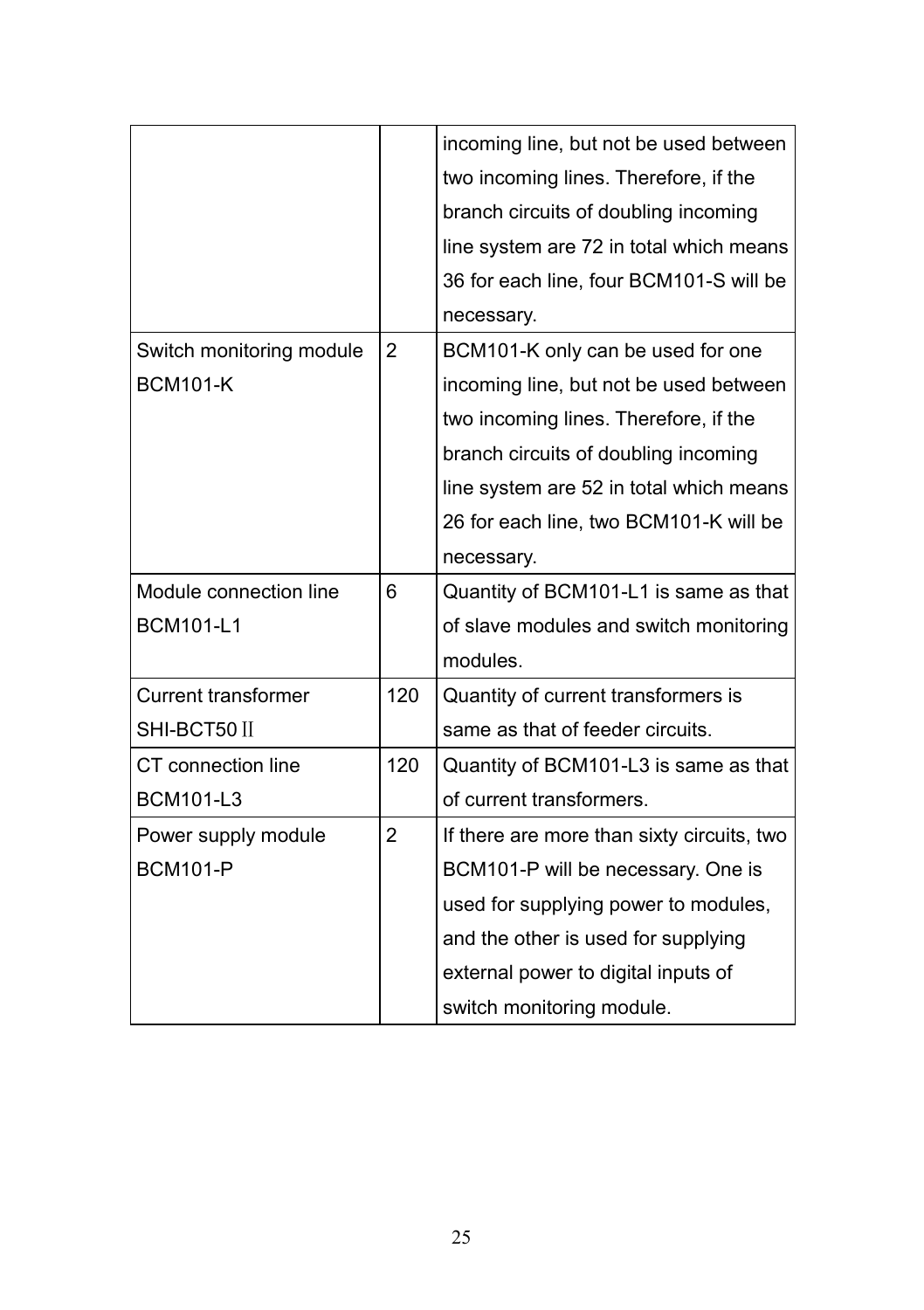| | | |
|---|---|---|
| | | incoming line, but not be used between two incoming lines. Therefore, if the branch circuits of doubling incoming line system are 72 in total which means 36 for each line, four BCM101-S will be necessary. |
| Switch monitoring module BCM101-K | 2 | BCM101-K only can be used for one incoming line, but not be used between two incoming lines. Therefore, if the branch circuits of doubling incoming line system are 52 in total which means 26 for each line, two BCM101-K will be necessary. |
| Module connection line BCM101-L1 | 6 | Quantity of BCM101-L1 is same as that of slave modules and switch monitoring modules. |
| Current transformer SHI-BCT50Ⅱ | 120 | Quantity of current transformers is same as that of feeder circuits. |
| CT connection line BCM101-L3 | 120 | Quantity of BCM101-L3 is same as that of current transformers. |
| Power supply module BCM101-P | 2 | If there are more than sixty circuits, two BCM101-P will be necessary. One is used for supplying power to modules, and the other is used for supplying external power to digital inputs of switch monitoring module. |